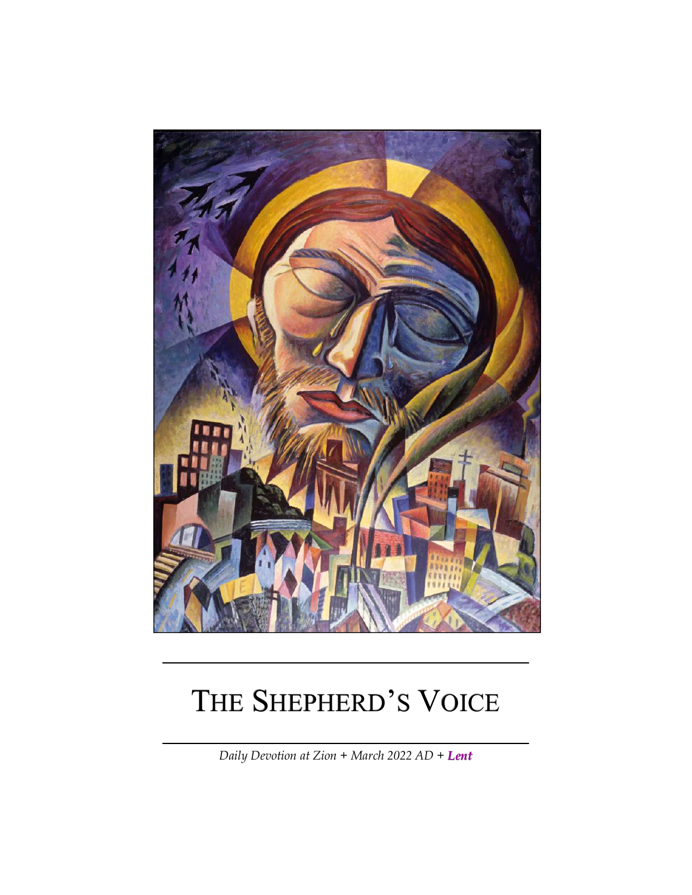# THE SHEPHERD'S VOICE

*Daily Devotion at Zion + March 2022 AD + **Lent***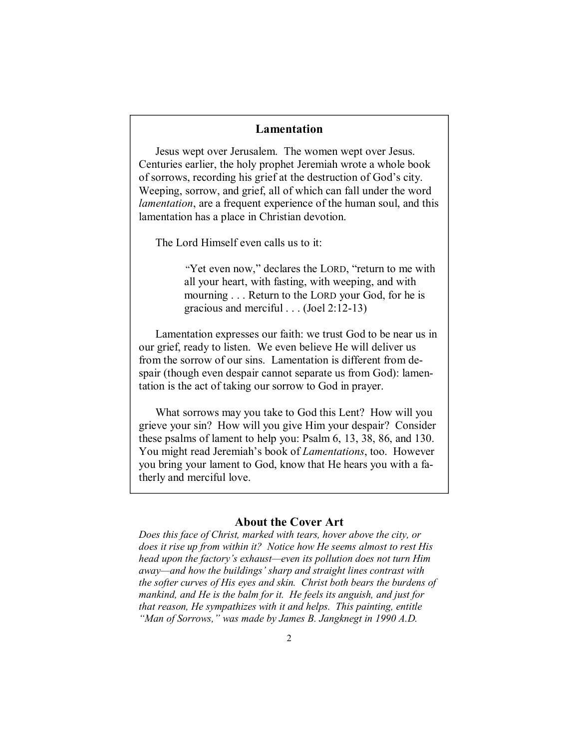## Lamentation

Jesus wept over Jerusalem. The women wept over Jesus. Centuries earlier, the holy prophet Jeremiah wrote a whole book of sorrows, recording his grief at the destruction of God's city. Weeping, sorrow, and grief, all of which can fall under the word *lamentation*, are a frequent experience of the human soul, and this lamentation has a place in Christian devotion.

The Lord Himself even calls us to it:

> "Yet even now," declares the LORD, "return to me with all your heart, with fasting, with weeping, and with mourning . . . Return to the LORD your God, for he is gracious and merciful . . . (Joel 2:12-13)

Lamentation expresses our faith: we trust God to be near us in our grief, ready to listen. We even believe He will deliver us from the sorrow of our sins. Lamentation is different from despair (though even despair cannot separate us from God): lamentation is the act of taking our sorrow to God in prayer.

What sorrows may you take to God this Lent? How will you grieve your sin? How will you give Him your despair? Consider these psalms of lament to help you: Psalm 6, 13, 38, 86, and 130. You might read Jeremiah's book of *Lamentations*, too. However you bring your lament to God, know that He hears you with a fatherly and merciful love.

## About the Cover Art

*Does this face of Christ, marked with tears, hover above the city, or does it rise up from within it? Notice how He seems almost to rest His head upon the factory's exhaust—even its pollution does not turn Him away—and how the buildings' sharp and straight lines contrast with the softer curves of His eyes and skin. Christ both bears the burdens of mankind, and He is the balm for it. He feels its anguish, and just for that reason, He sympathizes with it and helps. This painting, entitle "Man of Sorrows," was made by James B. Jangknegt in 1990 A.D.*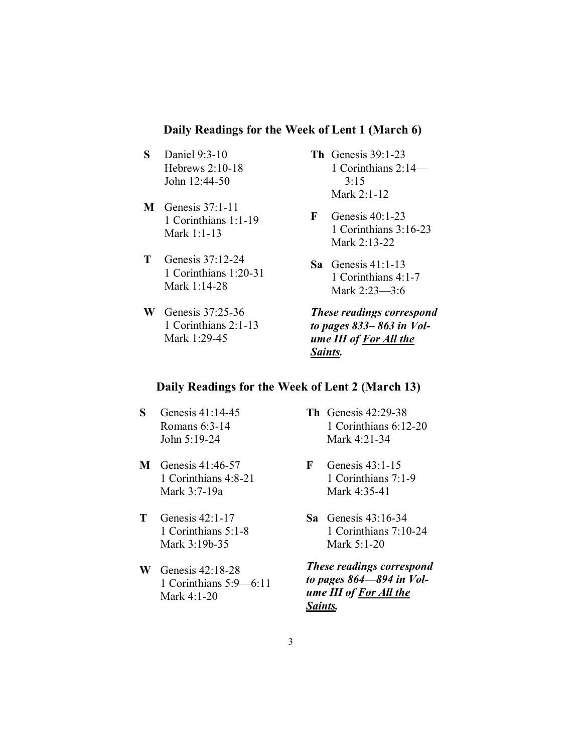## Daily Readings for the Week of Lent 1 (March 6)

**S** Daniel 9:3-10
Hebrews 2:10-18
John 12:44-50

**M** Genesis 37:1-11
1 Corinthians 1:1-19
Mark 1:1-13

**T** Genesis 37:12-24
1 Corinthians 1:20-31
Mark 1:14-28

**W** Genesis 37:25-36
1 Corinthians 2:1-13
Mark 1:29-45

**Th** Genesis 39:1-23
1 Corinthians 2:14—3:15
Mark 2:1-12

**F** Genesis 40:1-23
1 Corinthians 3:16-23
Mark 2:13-22

**Sa** Genesis 41:1-13
1 Corinthians 4:1-7
Mark 2:23—3:6

***These readings correspond to pages 833– 863 in Volume III of <u>For All the Saints</u>.***

## Daily Readings for the Week of Lent 2 (March 13)

**S** Genesis 41:14-45
Romans 6:3-14
John 5:19-24

**M** Genesis 41:46-57
1 Corinthians 4:8-21
Mark 3:7-19a

**T** Genesis 42:1-17
1 Corinthians 5:1-8
Mark 3:19b-35

**W** Genesis 42:18-28
1 Corinthians 5:9—6:11
Mark 4:1-20

**Th** Genesis 42:29-38
1 Corinthians 6:12-20
Mark 4:21-34

**F** Genesis 43:1-15
1 Corinthians 7:1-9
Mark 4:35-41

**Sa** Genesis 43:16-34
1 Corinthians 7:10-24
Mark 5:1-20

***These readings correspond to pages 864—894 in Volume III of <u>For All the Saints</u>.***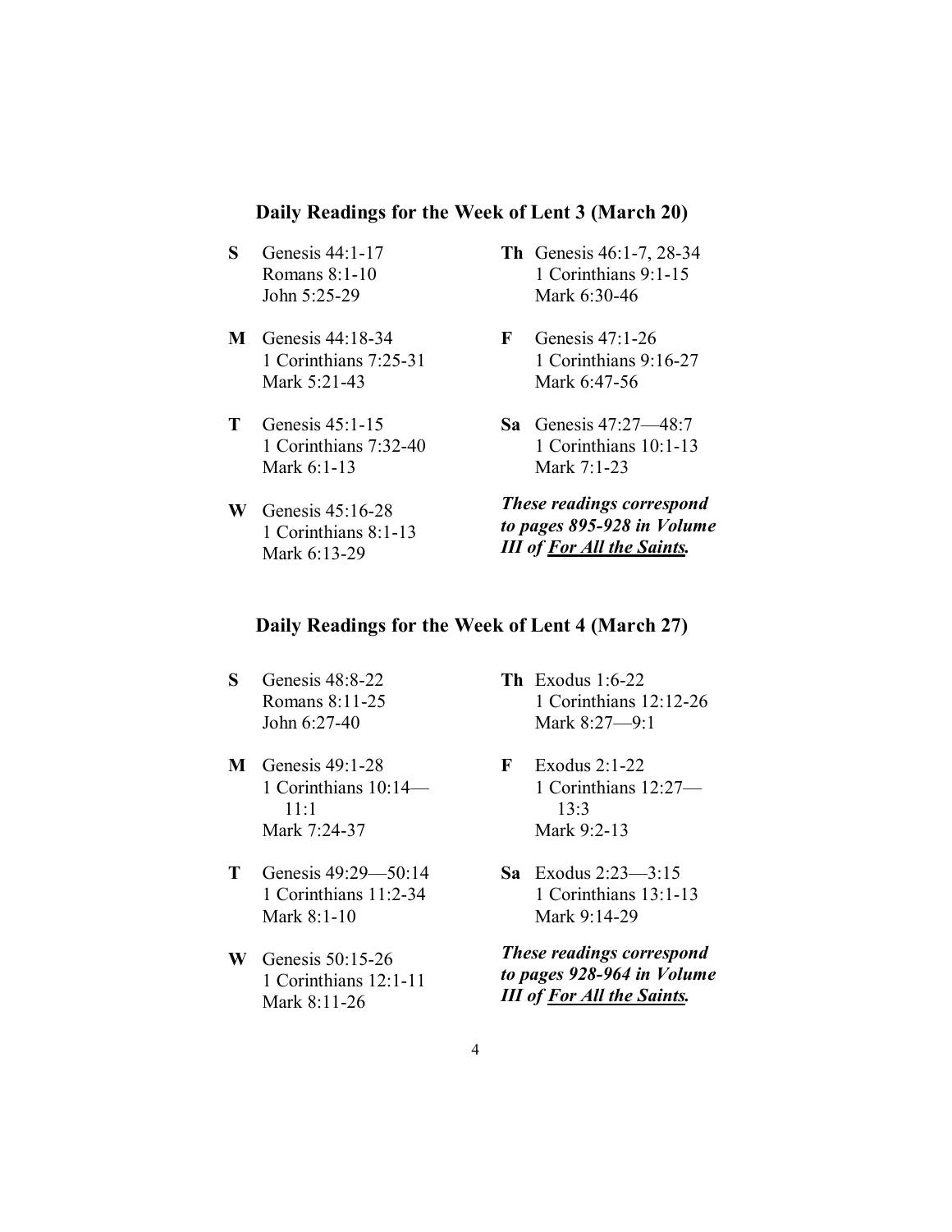## Daily Readings for the Week of Lent 3 (March 20)

**S** Genesis 44:1-17
Romans 8:1-10
John 5:25-29

**M** Genesis 44:18-34
1 Corinthians 7:25-31
Mark 5:21-43

**T** Genesis 45:1-15
1 Corinthians 7:32-40
Mark 6:1-13

**W** Genesis 45:16-28
1 Corinthians 8:1-13
Mark 6:13-29

**Th** Genesis 46:1-7, 28-34
1 Corinthians 9:1-15
Mark 6:30-46

**F** Genesis 47:1-26
1 Corinthians 9:16-27
Mark 6:47-56

**Sa** Genesis 47:27—48:7
1 Corinthians 10:1-13
Mark 7:1-23

***These readings correspond to pages 895-928 in Volume III of For All the Saints.***

## Daily Readings for the Week of Lent 4 (March 27)

**S** Genesis 48:8-22
Romans 8:11-25
John 6:27-40

**M** Genesis 49:1-28
1 Corinthians 10:14—11:1
Mark 7:24-37

**T** Genesis 49:29—50:14
1 Corinthians 11:2-34
Mark 8:1-10

**W** Genesis 50:15-26
1 Corinthians 12:1-11
Mark 8:11-26

**Th** Exodus 1:6-22
1 Corinthians 12:12-26
Mark 8:27—9:1

**F** Exodus 2:1-22
1 Corinthians 12:27—13:3
Mark 9:2-13

**Sa** Exodus 2:23—3:15
1 Corinthians 13:1-13
Mark 9:14-29

***These readings correspond to pages 928-964 in Volume III of For All the Saints.***